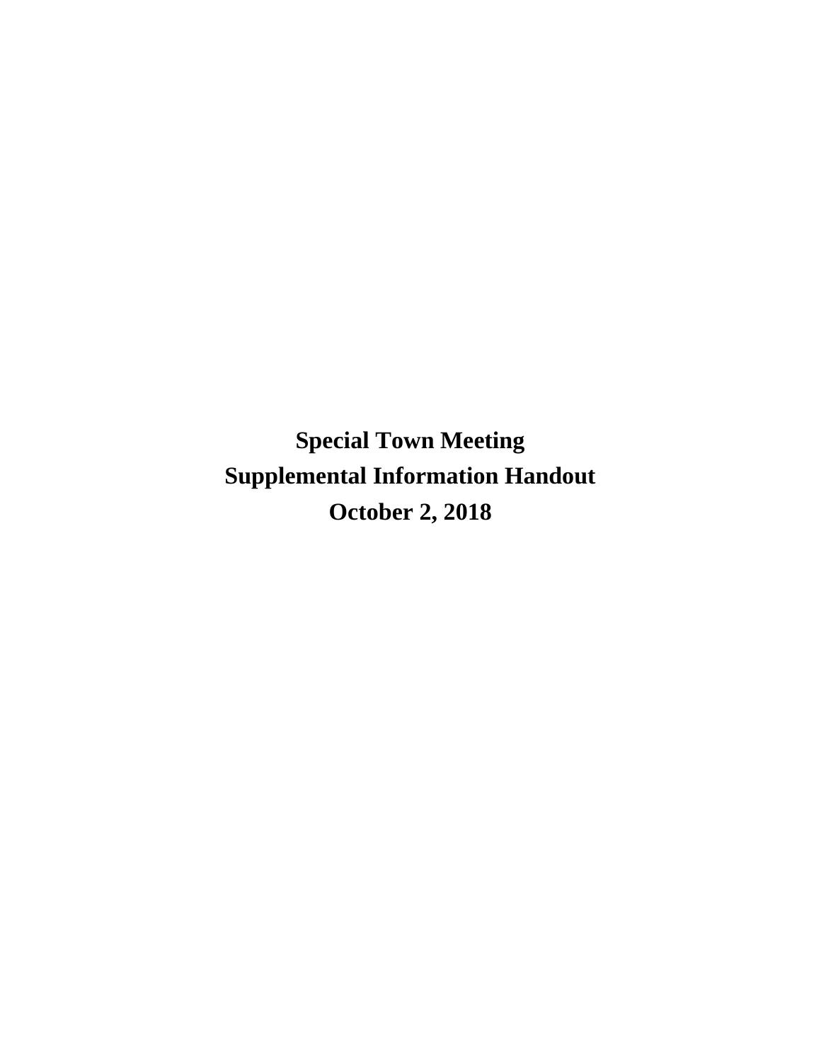# Special Town Meeting
# Supplemental Information Handout
# October 2, 2018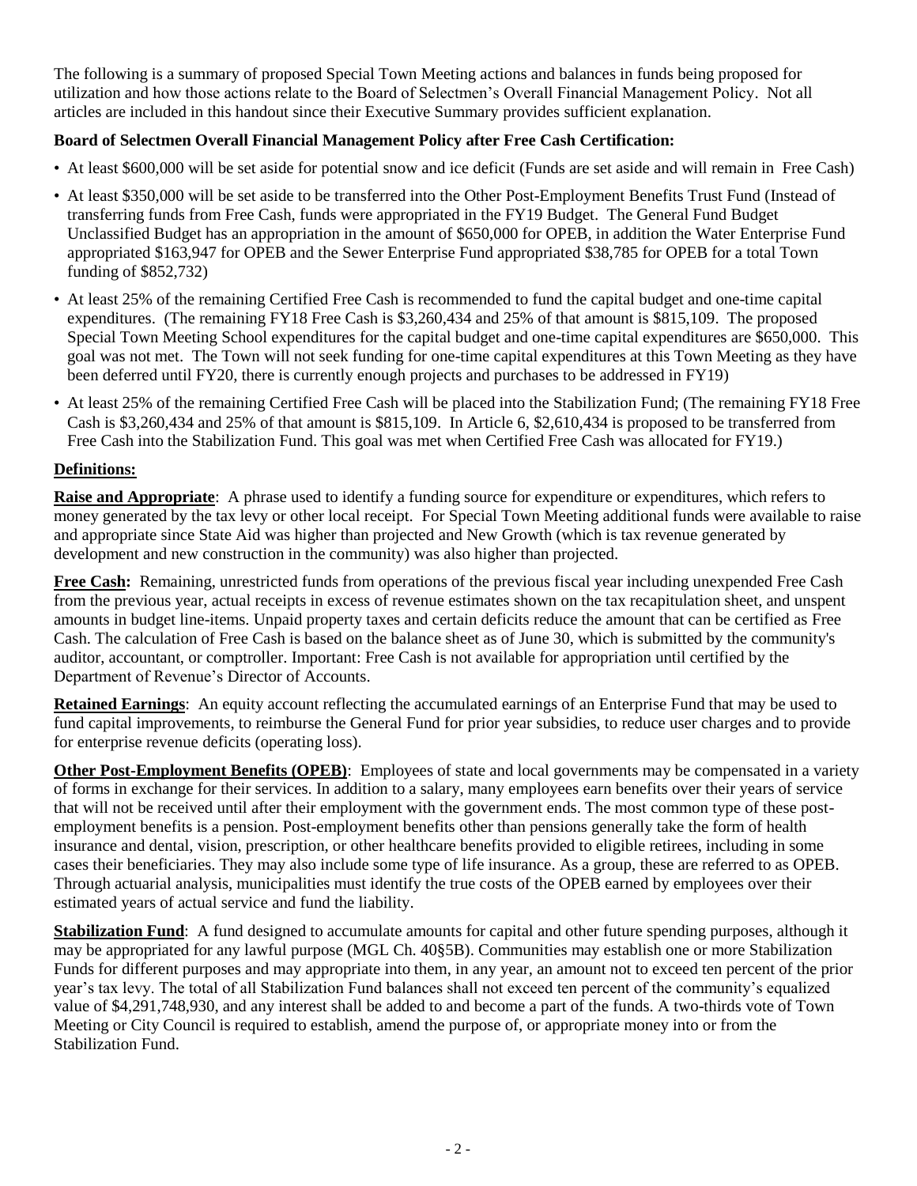The following is a summary of proposed Special Town Meeting actions and balances in funds being proposed for utilization and how those actions relate to the Board of Selectmen's Overall Financial Management Policy. Not all articles are included in this handout since their Executive Summary provides sufficient explanation.

**Board of Selectmen Overall Financial Management Policy after Free Cash Certification:**

- At least $600,000 will be set aside for potential snow and ice deficit (Funds are set aside and will remain in Free Cash)
- At least $350,000 will be set aside to be transferred into the Other Post-Employment Benefits Trust Fund (Instead of transferring funds from Free Cash, funds were appropriated in the FY19 Budget. The General Fund Budget Unclassified Budget has an appropriation in the amount of $650,000 for OPEB, in addition the Water Enterprise Fund appropriated $163,947 for OPEB and the Sewer Enterprise Fund appropriated $38,785 for OPEB for a total Town funding of $852,732)
- At least 25% of the remaining Certified Free Cash is recommended to fund the capital budget and one-time capital expenditures. (The remaining FY18 Free Cash is $3,260,434 and 25% of that amount is $815,109. The proposed Special Town Meeting School expenditures for the capital budget and one-time capital expenditures are $650,000. This goal was not met. The Town will not seek funding for one-time capital expenditures at this Town Meeting as they have been deferred until FY20, there is currently enough projects and purchases to be addressed in FY19)
- At least 25% of the remaining Certified Free Cash will be placed into the Stabilization Fund; (The remaining FY18 Free Cash is $3,260,434 and 25% of that amount is $815,109. In Article 6, $2,610,434 is proposed to be transferred from Free Cash into the Stabilization Fund. This goal was met when Certified Free Cash was allocated for FY19.)

**Definitions:**

**Raise and Appropriate**: A phrase used to identify a funding source for expenditure or expenditures, which refers to money generated by the tax levy or other local receipt. For Special Town Meeting additional funds were available to raise and appropriate since State Aid was higher than projected and New Growth (which is tax revenue generated by development and new construction in the community) was also higher than projected.

**Free Cash:** Remaining, unrestricted funds from operations of the previous fiscal year including unexpended Free Cash from the previous year, actual receipts in excess of revenue estimates shown on the tax recapitulation sheet, and unspent amounts in budget line-items. Unpaid property taxes and certain deficits reduce the amount that can be certified as Free Cash. The calculation of Free Cash is based on the balance sheet as of June 30, which is submitted by the community's auditor, accountant, or comptroller. Important: Free Cash is not available for appropriation until certified by the Department of Revenue's Director of Accounts.

**Retained Earnings**: An equity account reflecting the accumulated earnings of an Enterprise Fund that may be used to fund capital improvements, to reimburse the General Fund for prior year subsidies, to reduce user charges and to provide for enterprise revenue deficits (operating loss).

**Other Post-Employment Benefits (OPEB)**: Employees of state and local governments may be compensated in a variety of forms in exchange for their services. In addition to a salary, many employees earn benefits over their years of service that will not be received until after their employment with the government ends. The most common type of these post-employment benefits is a pension. Post-employment benefits other than pensions generally take the form of health insurance and dental, vision, prescription, or other healthcare benefits provided to eligible retirees, including in some cases their beneficiaries. They may also include some type of life insurance. As a group, these are referred to as OPEB. Through actuarial analysis, municipalities must identify the true costs of the OPEB earned by employees over their estimated years of actual service and fund the liability.

**Stabilization Fund**: A fund designed to accumulate amounts for capital and other future spending purposes, although it may be appropriated for any lawful purpose (MGL Ch. 40§5B). Communities may establish one or more Stabilization Funds for different purposes and may appropriate into them, in any year, an amount not to exceed ten percent of the prior year's tax levy. The total of all Stabilization Fund balances shall not exceed ten percent of the community's equalized value of $4,291,748,930, and any interest shall be added to and become a part of the funds. A two-thirds vote of Town Meeting or City Council is required to establish, amend the purpose of, or appropriate money into or from the Stabilization Fund.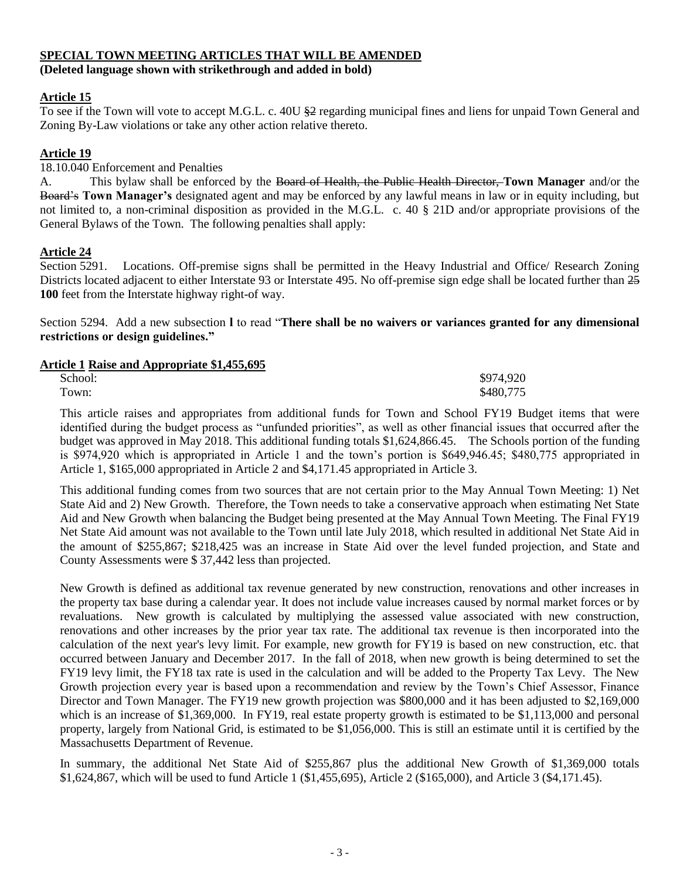## **SPECIAL TOWN MEETING ARTICLES THAT WILL BE AMENDED**

**(Deleted language shown with strikethrough and added in bold)**

### **Article 15**

To see if the Town will vote to accept M.G.L. c. 40U ~~§2~~ regarding municipal fines and liens for unpaid Town General and Zoning By-Law violations or take any other action relative thereto.

### **Article 19**

18.10.040 Enforcement and Penalties

A. This bylaw shall be enforced by the ~~Board of Health, the Public Health Director,~~ **Town Manager** and/or the ~~Board's~~ **Town Manager's** designated agent and may be enforced by any lawful means in law or in equity including, but not limited to, a non-criminal disposition as provided in the M.G.L. c. 40 § 21D and/or appropriate provisions of the General Bylaws of the Town. The following penalties shall apply:

### **Article 24**

Section 5291. Locations. Off-premise signs shall be permitted in the Heavy Industrial and Office/ Research Zoning Districts located adjacent to either Interstate 93 or Interstate 495. No off-premise sign edge shall be located further than ~~25~~ **100** feet from the Interstate highway right-of way.

Section 5294. Add a new subsection **l** to read "**There shall be no waivers or variances granted for any dimensional restrictions or design guidelines."**

### **Article 1 Raise and Appropriate $1,455,695**

| | |
|---|---|
| School: | $974,920 |
| Town: | $480,775 |

This article raises and appropriates from additional funds for Town and School FY19 Budget items that were identified during the budget process as "unfunded priorities", as well as other financial issues that occurred after the budget was approved in May 2018. This additional funding totals $1,624,866.45. The Schools portion of the funding is $974,920 which is appropriated in Article 1 and the town's portion is $649,946.45; $480,775 appropriated in Article 1, $165,000 appropriated in Article 2 and $4,171.45 appropriated in Article 3.

This additional funding comes from two sources that are not certain prior to the May Annual Town Meeting: 1) Net State Aid and 2) New Growth. Therefore, the Town needs to take a conservative approach when estimating Net State Aid and New Growth when balancing the Budget being presented at the May Annual Town Meeting. The Final FY19 Net State Aid amount was not available to the Town until late July 2018, which resulted in additional Net State Aid in the amount of $255,867; $218,425 was an increase in State Aid over the level funded projection, and State and County Assessments were $ 37,442 less than projected.

New Growth is defined as additional tax revenue generated by new construction, renovations and other increases in the property tax base during a calendar year. It does not include value increases caused by normal market forces or by revaluations. New growth is calculated by multiplying the assessed value associated with new construction, renovations and other increases by the prior year tax rate. The additional tax revenue is then incorporated into the calculation of the next year's levy limit. For example, new growth for FY19 is based on new construction, etc. that occurred between January and December 2017. In the fall of 2018, when new growth is being determined to set the FY19 levy limit, the FY18 tax rate is used in the calculation and will be added to the Property Tax Levy. The New Growth projection every year is based upon a recommendation and review by the Town's Chief Assessor, Finance Director and Town Manager. The FY19 new growth projection was $800,000 and it has been adjusted to $2,169,000 which is an increase of $1,369,000. In FY19, real estate property growth is estimated to be $1,113,000 and personal property, largely from National Grid, is estimated to be $1,056,000. This is still an estimate until it is certified by the Massachusetts Department of Revenue.

In summary, the additional Net State Aid of $255,867 plus the additional New Growth of $1,369,000 totals $1,624,867, which will be used to fund Article 1 ($1,455,695), Article 2 ($165,000), and Article 3 ($4,171.45).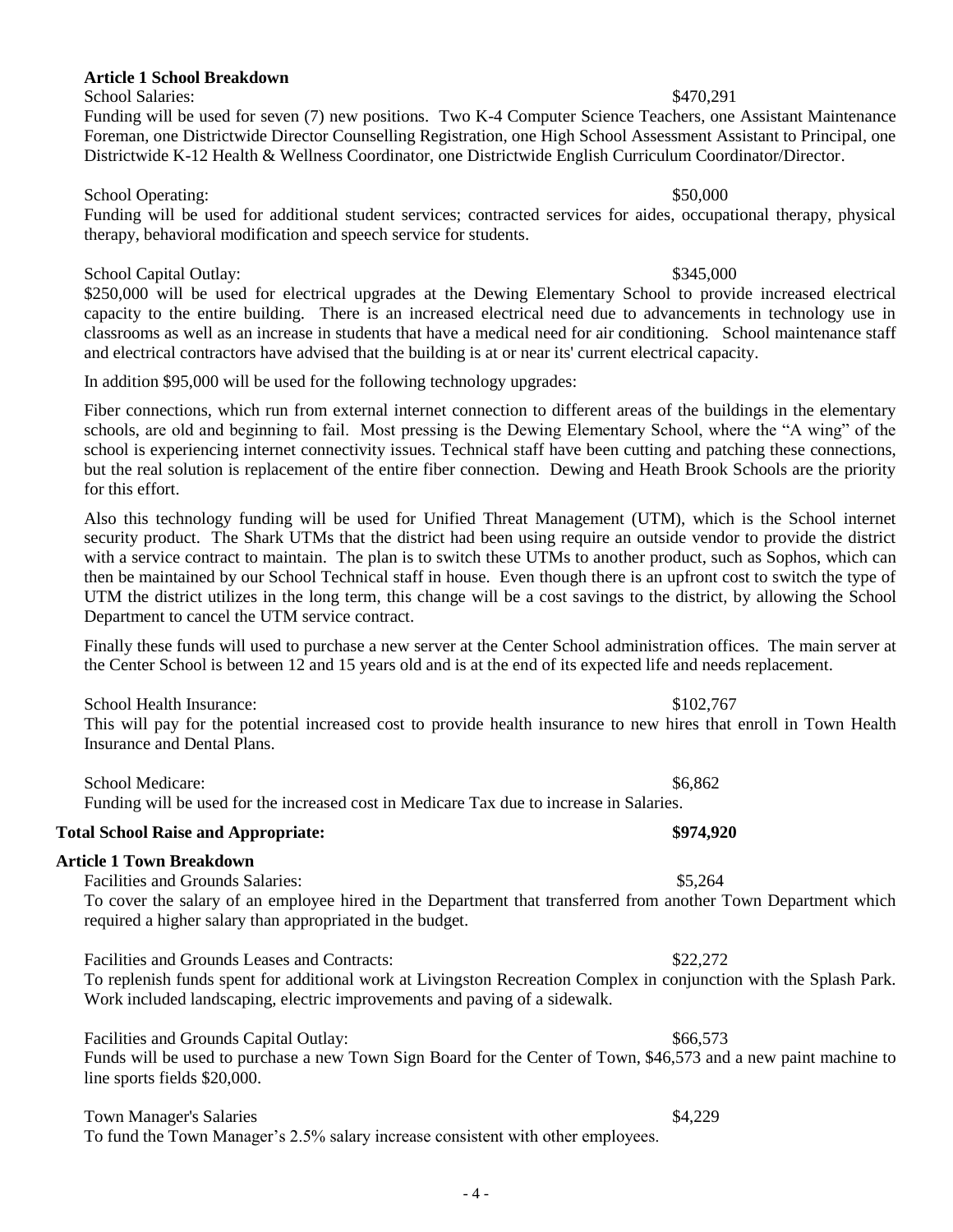**Article 1 School Breakdown**

School Salaries: $470,291

Funding will be used for seven (7) new positions. Two K-4 Computer Science Teachers, one Assistant Maintenance Foreman, one Districtwide Director Counselling Registration, one High School Assessment Assistant to Principal, one Districtwide K-12 Health & Wellness Coordinator, one Districtwide English Curriculum Coordinator/Director.

School Operating: $50,000

Funding will be used for additional student services; contracted services for aides, occupational therapy, physical therapy, behavioral modification and speech service for students.

School Capital Outlay: $345,000

$250,000 will be used for electrical upgrades at the Dewing Elementary School to provide increased electrical capacity to the entire building. There is an increased electrical need due to advancements in technology use in classrooms as well as an increase in students that have a medical need for air conditioning. School maintenance staff and electrical contractors have advised that the building is at or near its' current electrical capacity.

In addition $95,000 will be used for the following technology upgrades:

Fiber connections, which run from external internet connection to different areas of the buildings in the elementary schools, are old and beginning to fail. Most pressing is the Dewing Elementary School, where the "A wing" of the school is experiencing internet connectivity issues. Technical staff have been cutting and patching these connections, but the real solution is replacement of the entire fiber connection. Dewing and Heath Brook Schools are the priority for this effort.

Also this technology funding will be used for Unified Threat Management (UTM), which is the School internet security product. The Shark UTMs that the district had been using require an outside vendor to provide the district with a service contract to maintain. The plan is to switch these UTMs to another product, such as Sophos, which can then be maintained by our School Technical staff in house. Even though there is an upfront cost to switch the type of UTM the district utilizes in the long term, this change will be a cost savings to the district, by allowing the School Department to cancel the UTM service contract.

Finally these funds will used to purchase a new server at the Center School administration offices. The main server at the Center School is between 12 and 15 years old and is at the end of its expected life and needs replacement.

School Health Insurance: $102,767

This will pay for the potential increased cost to provide health insurance to new hires that enroll in Town Health Insurance and Dental Plans.

School Medicare: $6,862

Funding will be used for the increased cost in Medicare Tax due to increase in Salaries.

**Total School Raise and Appropriate: $974,920**

**Article 1 Town Breakdown**

Facilities and Grounds Salaries: $5,264

To cover the salary of an employee hired in the Department that transferred from another Town Department which required a higher salary than appropriated in the budget.

Facilities and Grounds Leases and Contracts: $22,272

To replenish funds spent for additional work at Livingston Recreation Complex in conjunction with the Splash Park. Work included landscaping, electric improvements and paving of a sidewalk.

Facilities and Grounds Capital Outlay: $66,573

Funds will be used to purchase a new Town Sign Board for the Center of Town, $46,573 and a new paint machine to line sports fields $20,000.

Town Manager's Salaries $4,229

To fund the Town Manager's 2.5% salary increase consistent with other employees.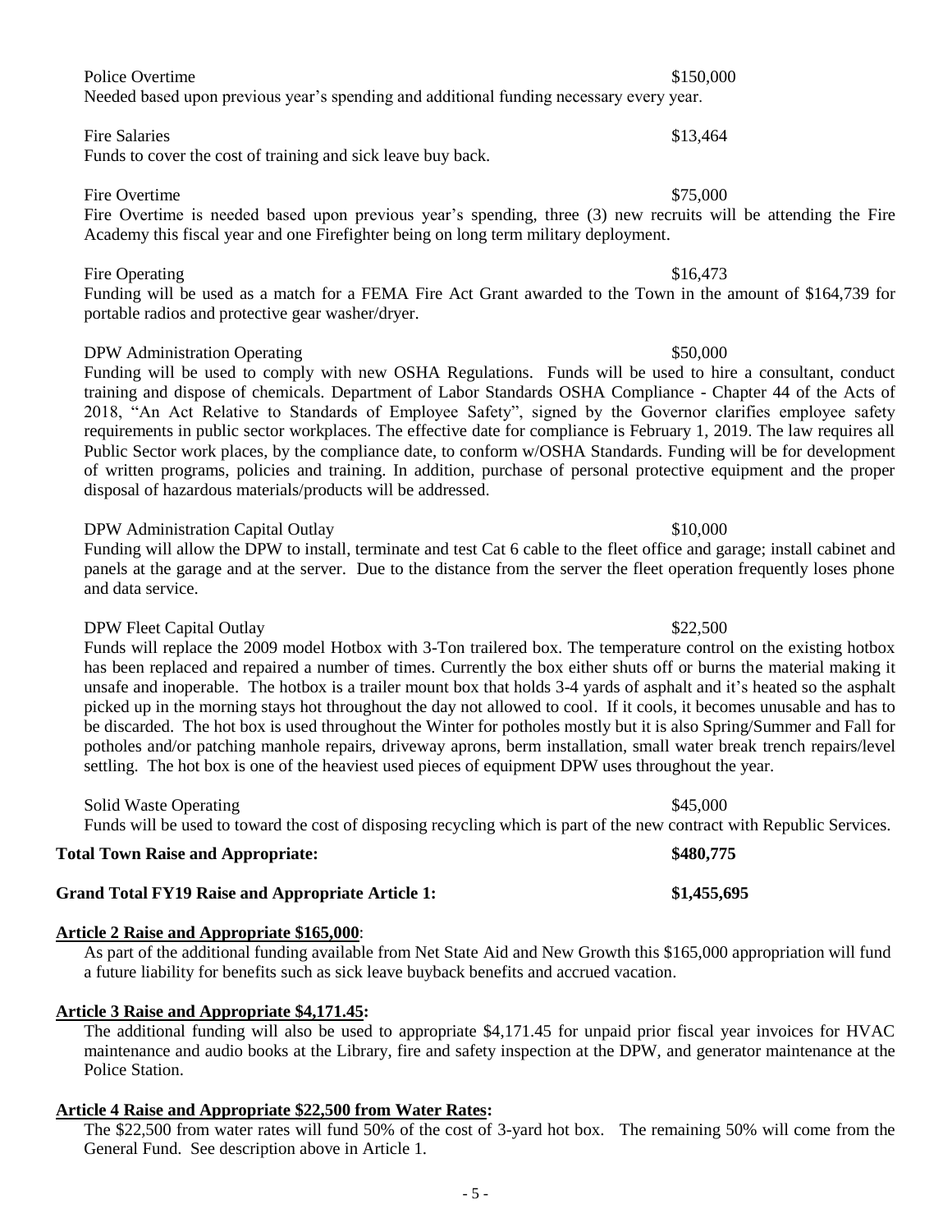Police Overtime $150,000

Needed based upon previous year's spending and additional funding necessary every year.

Fire Salaries $13,464

Funds to cover the cost of training and sick leave buy back.

Fire Overtime $75,000

Fire Overtime is needed based upon previous year's spending, three (3) new recruits will be attending the Fire Academy this fiscal year and one Firefighter being on long term military deployment.

Fire Operating $16,473

Funding will be used as a match for a FEMA Fire Act Grant awarded to the Town in the amount of $164,739 for portable radios and protective gear washer/dryer.

DPW Administration Operating $50,000

Funding will be used to comply with new OSHA Regulations. Funds will be used to hire a consultant, conduct training and dispose of chemicals. Department of Labor Standards OSHA Compliance - Chapter 44 of the Acts of 2018, "An Act Relative to Standards of Employee Safety", signed by the Governor clarifies employee safety requirements in public sector workplaces. The effective date for compliance is February 1, 2019. The law requires all Public Sector work places, by the compliance date, to conform w/OSHA Standards. Funding will be for development of written programs, policies and training. In addition, purchase of personal protective equipment and the proper disposal of hazardous materials/products will be addressed.

DPW Administration Capital Outlay $10,000

Funding will allow the DPW to install, terminate and test Cat 6 cable to the fleet office and garage; install cabinet and panels at the garage and at the server. Due to the distance from the server the fleet operation frequently loses phone and data service.

DPW Fleet Capital Outlay $22,500

Funds will replace the 2009 model Hotbox with 3-Ton trailered box. The temperature control on the existing hotbox has been replaced and repaired a number of times. Currently the box either shuts off or burns the material making it unsafe and inoperable. The hotbox is a trailer mount box that holds 3-4 yards of asphalt and it's heated so the asphalt picked up in the morning stays hot throughout the day not allowed to cool. If it cools, it becomes unusable and has to be discarded. The hot box is used throughout the Winter for potholes mostly but it is also Spring/Summer and Fall for potholes and/or patching manhole repairs, driveway aprons, berm installation, small water break trench repairs/level settling. The hot box is one of the heaviest used pieces of equipment DPW uses throughout the year.

Solid Waste Operating $45,000

Funds will be used to toward the cost of disposing recycling which is part of the new contract with Republic Services.

**Total Town Raise and Appropriate: $480,775**

**Grand Total FY19 Raise and Appropriate Article 1: $1,455,695**

**Article 2 Raise and Appropriate $165,000**:

As part of the additional funding available from Net State Aid and New Growth this $165,000 appropriation will fund a future liability for benefits such as sick leave buyback benefits and accrued vacation.

**Article 3 Raise and Appropriate $4,171.45:**

The additional funding will also be used to appropriate $4,171.45 for unpaid prior fiscal year invoices for HVAC maintenance and audio books at the Library, fire and safety inspection at the DPW, and generator maintenance at the Police Station.

**Article 4 Raise and Appropriate $22,500 from Water Rates:**

The $22,500 from water rates will fund 50% of the cost of 3-yard hot box. The remaining 50% will come from the General Fund. See description above in Article 1.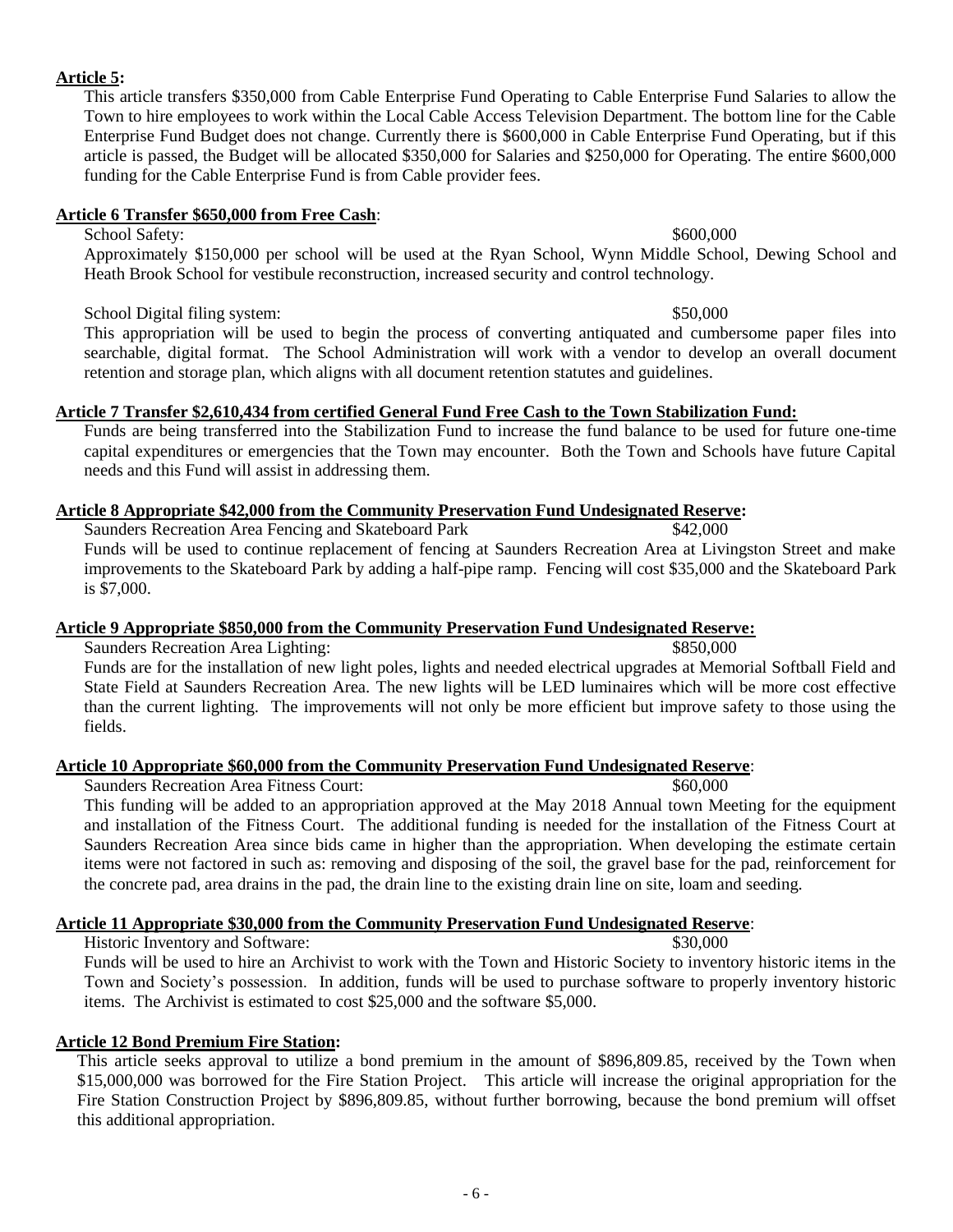**Article 5:**

This article transfers $350,000 from Cable Enterprise Fund Operating to Cable Enterprise Fund Salaries to allow the Town to hire employees to work within the Local Cable Access Television Department. The bottom line for the Cable Enterprise Fund Budget does not change. Currently there is $600,000 in Cable Enterprise Fund Operating, but if this article is passed, the Budget will be allocated $350,000 for Salaries and $250,000 for Operating. The entire $600,000 funding for the Cable Enterprise Fund is from Cable provider fees.

**Article 6 Transfer $650,000 from Free Cash**:

School Safety: $600,000

Approximately $150,000 per school will be used at the Ryan School, Wynn Middle School, Dewing School and Heath Brook School for vestibule reconstruction, increased security and control technology.

School Digital filing system: $50,000

This appropriation will be used to begin the process of converting antiquated and cumbersome paper files into searchable, digital format. The School Administration will work with a vendor to develop an overall document retention and storage plan, which aligns with all document retention statutes and guidelines.

**Article 7 Transfer $2,610,434 from certified General Fund Free Cash to the Town Stabilization Fund:**

Funds are being transferred into the Stabilization Fund to increase the fund balance to be used for future one-time capital expenditures or emergencies that the Town may encounter. Both the Town and Schools have future Capital needs and this Fund will assist in addressing them.

**Article 8 Appropriate $42,000 from the Community Preservation Fund Undesignated Reserve:**

Saunders Recreation Area Fencing and Skateboard Park $42,000

Funds will be used to continue replacement of fencing at Saunders Recreation Area at Livingston Street and make improvements to the Skateboard Park by adding a half-pipe ramp. Fencing will cost $35,000 and the Skateboard Park is $7,000.

**Article 9 Appropriate $850,000 from the Community Preservation Fund Undesignated Reserve:**

Saunders Recreation Area Lighting: $850,000

Funds are for the installation of new light poles, lights and needed electrical upgrades at Memorial Softball Field and State Field at Saunders Recreation Area. The new lights will be LED luminaires which will be more cost effective than the current lighting. The improvements will not only be more efficient but improve safety to those using the fields.

**Article 10 Appropriate $60,000 from the Community Preservation Fund Undesignated Reserve**:

Saunders Recreation Area Fitness Court: $60,000

This funding will be added to an appropriation approved at the May 2018 Annual town Meeting for the equipment and installation of the Fitness Court. The additional funding is needed for the installation of the Fitness Court at Saunders Recreation Area since bids came in higher than the appropriation. When developing the estimate certain items were not factored in such as: removing and disposing of the soil, the gravel base for the pad, reinforcement for the concrete pad, area drains in the pad, the drain line to the existing drain line on site, loam and seeding.

**Article 11 Appropriate $30,000 from the Community Preservation Fund Undesignated Reserve**:

Historic Inventory and Software: $30,000

Funds will be used to hire an Archivist to work with the Town and Historic Society to inventory historic items in the Town and Society's possession. In addition, funds will be used to purchase software to properly inventory historic items. The Archivist is estimated to cost $25,000 and the software $5,000.

**Article 12 Bond Premium Fire Station:**

This article seeks approval to utilize a bond premium in the amount of $896,809.85, received by the Town when $15,000,000 was borrowed for the Fire Station Project. This article will increase the original appropriation for the Fire Station Construction Project by $896,809.85, without further borrowing, because the bond premium will offset this additional appropriation.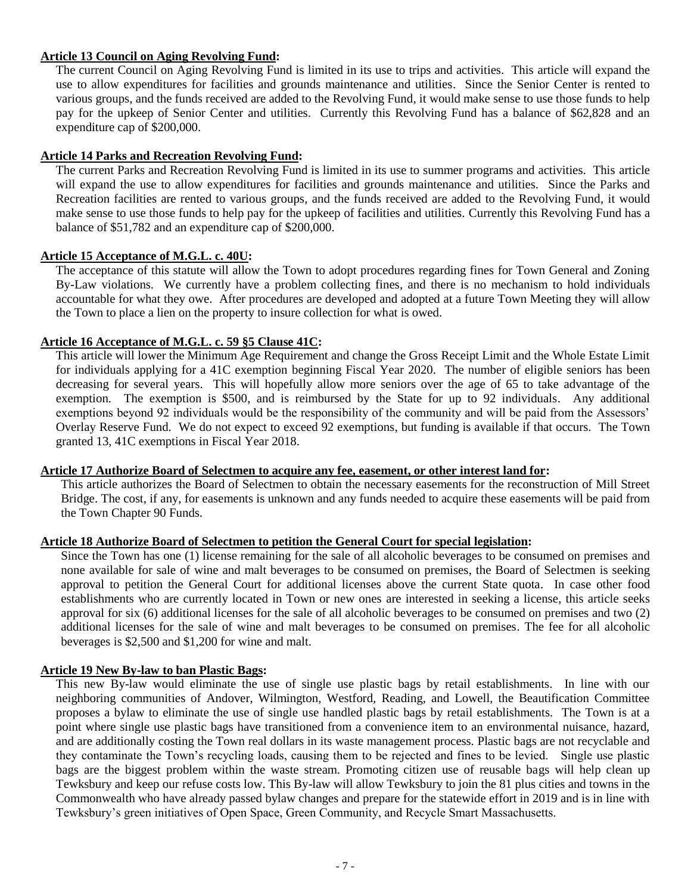**Article 13 Council on Aging Revolving Fund:**

The current Council on Aging Revolving Fund is limited in its use to trips and activities. This article will expand the use to allow expenditures for facilities and grounds maintenance and utilities. Since the Senior Center is rented to various groups, and the funds received are added to the Revolving Fund, it would make sense to use those funds to help pay for the upkeep of Senior Center and utilities. Currently this Revolving Fund has a balance of $62,828 and an expenditure cap of $200,000.

**Article 14 Parks and Recreation Revolving Fund:**

The current Parks and Recreation Revolving Fund is limited in its use to summer programs and activities. This article will expand the use to allow expenditures for facilities and grounds maintenance and utilities. Since the Parks and Recreation facilities are rented to various groups, and the funds received are added to the Revolving Fund, it would make sense to use those funds to help pay for the upkeep of facilities and utilities. Currently this Revolving Fund has a balance of $51,782 and an expenditure cap of $200,000.

**Article 15 Acceptance of M.G.L. c. 40U:**

The acceptance of this statute will allow the Town to adopt procedures regarding fines for Town General and Zoning By-Law violations. We currently have a problem collecting fines, and there is no mechanism to hold individuals accountable for what they owe. After procedures are developed and adopted at a future Town Meeting they will allow the Town to place a lien on the property to insure collection for what is owed.

**Article 16 Acceptance of M.G.L. c. 59 §5 Clause 41C:**

This article will lower the Minimum Age Requirement and change the Gross Receipt Limit and the Whole Estate Limit for individuals applying for a 41C exemption beginning Fiscal Year 2020. The number of eligible seniors has been decreasing for several years. This will hopefully allow more seniors over the age of 65 to take advantage of the exemption. The exemption is $500, and is reimbursed by the State for up to 92 individuals. Any additional exemptions beyond 92 individuals would be the responsibility of the community and will be paid from the Assessors' Overlay Reserve Fund. We do not expect to exceed 92 exemptions, but funding is available if that occurs. The Town granted 13, 41C exemptions in Fiscal Year 2018.

**Article 17 Authorize Board of Selectmen to acquire any fee, easement, or other interest land for:**

This article authorizes the Board of Selectmen to obtain the necessary easements for the reconstruction of Mill Street Bridge. The cost, if any, for easements is unknown and any funds needed to acquire these easements will be paid from the Town Chapter 90 Funds.

**Article 18 Authorize Board of Selectmen to petition the General Court for special legislation:**

Since the Town has one (1) license remaining for the sale of all alcoholic beverages to be consumed on premises and none available for sale of wine and malt beverages to be consumed on premises, the Board of Selectmen is seeking approval to petition the General Court for additional licenses above the current State quota. In case other food establishments who are currently located in Town or new ones are interested in seeking a license, this article seeks approval for six (6) additional licenses for the sale of all alcoholic beverages to be consumed on premises and two (2) additional licenses for the sale of wine and malt beverages to be consumed on premises. The fee for all alcoholic beverages is $2,500 and $1,200 for wine and malt.

**Article 19 New By-law to ban Plastic Bags:**

This new By-law would eliminate the use of single use plastic bags by retail establishments. In line with our neighboring communities of Andover, Wilmington, Westford, Reading, and Lowell, the Beautification Committee proposes a bylaw to eliminate the use of single use handled plastic bags by retail establishments. The Town is at a point where single use plastic bags have transitioned from a convenience item to an environmental nuisance, hazard, and are additionally costing the Town real dollars in its waste management process. Plastic bags are not recyclable and they contaminate the Town's recycling loads, causing them to be rejected and fines to be levied. Single use plastic bags are the biggest problem within the waste stream. Promoting citizen use of reusable bags will help clean up Tewksbury and keep our refuse costs low. This By-law will allow Tewksbury to join the 81 plus cities and towns in the Commonwealth who have already passed bylaw changes and prepare for the statewide effort in 2019 and is in line with Tewksbury's green initiatives of Open Space, Green Community, and Recycle Smart Massachusetts.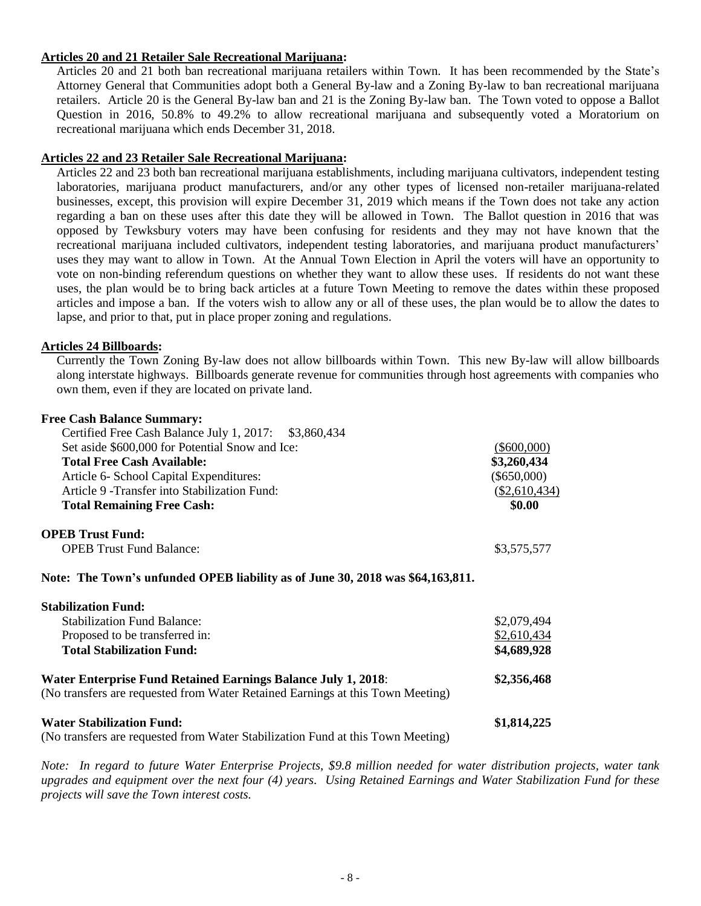**Articles 20 and 21 Retailer Sale Recreational Marijuana:**

Articles 20 and 21 both ban recreational marijuana retailers within Town. It has been recommended by the State's Attorney General that Communities adopt both a General By-law and a Zoning By-law to ban recreational marijuana retailers. Article 20 is the General By-law ban and 21 is the Zoning By-law ban. The Town voted to oppose a Ballot Question in 2016, 50.8% to 49.2% to allow recreational marijuana and subsequently voted a Moratorium on recreational marijuana which ends December 31, 2018.

**Articles 22 and 23 Retailer Sale Recreational Marijuana:**

Articles 22 and 23 both ban recreational marijuana establishments, including marijuana cultivators, independent testing laboratories, marijuana product manufacturers, and/or any other types of licensed non-retailer marijuana-related businesses, except, this provision will expire December 31, 2019 which means if the Town does not take any action regarding a ban on these uses after this date they will be allowed in Town. The Ballot question in 2016 that was opposed by Tewksbury voters may have been confusing for residents and they may not have known that the recreational marijuana included cultivators, independent testing laboratories, and marijuana product manufacturers' uses they may want to allow in Town. At the Annual Town Election in April the voters will have an opportunity to vote on non-binding referendum questions on whether they want to allow these uses. If residents do not want these uses, the plan would be to bring back articles at a future Town Meeting to remove the dates within these proposed articles and impose a ban. If the voters wish to allow any or all of these uses, the plan would be to allow the dates to lapse, and prior to that, put in place proper zoning and regulations.

**Articles 24 Billboards:**

Currently the Town Zoning By-law does not allow billboards within Town. This new By-law will allow billboards along interstate highways. Billboards generate revenue for communities through host agreements with companies who own them, even if they are located on private land.

**Free Cash Balance Summary:**

| | |
|---|---|
| Certified Free Cash Balance July 1, 2017: $3,860,434 | |
| Set aside $600,000 for Potential Snow and Ice: | ($600,000) |
| **Total Free Cash Available:** | **$3,260,434** |
| Article 6- School Capital Expenditures: | ($650,000) |
| Article 9 -Transfer into Stabilization Fund: | ($2,610,434) |
| **Total Remaining Free Cash:** | **$0.00** |

**OPEB Trust Fund:**

| | |
|---|---|
| OPEB Trust Fund Balance: | $3,575,577 |

**Note: The Town's unfunded OPEB liability as of June 30, 2018 was $64,163,811.**

**Stabilization Fund:**

| | |
|---|---|
| Stabilization Fund Balance: | $2,079,494 |
| Proposed to be transferred in: | $2,610,434 |
| **Total Stabilization Fund:** | **$4,689,928** |

**Water Enterprise Fund Retained Earnings Balance July 1, 2018**: **$2,356,468**
(No transfers are requested from Water Retained Earnings at this Town Meeting)

**Water Stabilization Fund:** **$1,814,225**
(No transfers are requested from Water Stabilization Fund at this Town Meeting)

*Note: In regard to future Water Enterprise Projects, $9.8 million needed for water distribution projects, water tank upgrades and equipment over the next four (4) years. Using Retained Earnings and Water Stabilization Fund for these projects will save the Town interest costs.*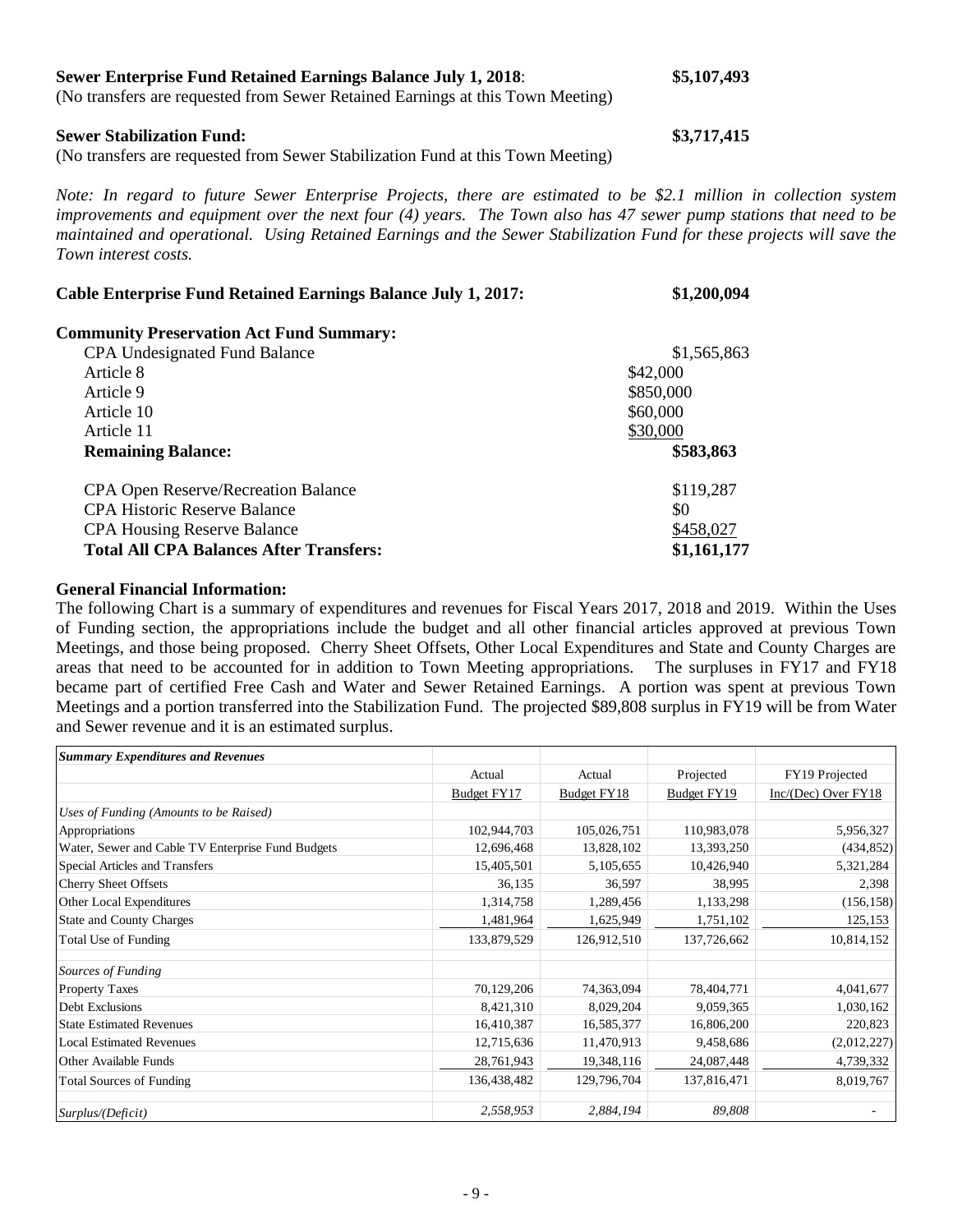**Sewer Enterprise Fund Retained Earnings Balance July 1, 2018**: **$5,107,493**
(No transfers are requested from Sewer Retained Earnings at this Town Meeting)

**Sewer Stabilization Fund:** **$3,717,415**
(No transfers are requested from Sewer Stabilization Fund at this Town Meeting)

*Note: In regard to future Sewer Enterprise Projects, there are estimated to be $2.1 million in collection system improvements and equipment over the next four (4) years. The Town also has 47 sewer pump stations that need to be maintained and operational. Using Retained Earnings and the Sewer Stabilization Fund for these projects will save the Town interest costs.*

**Cable Enterprise Fund Retained Earnings Balance July 1, 2017:** **$1,200,094**

**Community Preservation Act Fund Summary:**

| | | |
|---|---|---|
| CPA Undesignated Fund Balance | | $1,565,863 |
| Article 8 | $42,000 | |
| Article 9 | $850,000 | |
| Article 10 | $60,000 | |
| Article 11 | $30,000 | |
| **Remaining Balance:** | | **$583,863** |
| CPA Open Reserve/Recreation Balance | | $119,287 |
| CPA Historic Reserve Balance | | $0 |
| CPA Housing Reserve Balance | | $458,027 |
| **Total All CPA Balances After Transfers:** | | **$1,161,177** |

**General Financial Information:**

The following Chart is a summary of expenditures and revenues for Fiscal Years 2017, 2018 and 2019. Within the Uses of Funding section, the appropriations include the budget and all other financial articles approved at previous Town Meetings, and those being proposed. Cherry Sheet Offsets, Other Local Expenditures and State and County Charges are areas that need to be accounted for in addition to Town Meeting appropriations. The surpluses in FY17 and FY18 became part of certified Free Cash and Water and Sewer Retained Earnings. A portion was spent at previous Town Meetings and a portion transferred into the Stabilization Fund. The projected $89,808 surplus in FY19 will be from Water and Sewer revenue and it is an estimated surplus.

| *Summary Expenditures and Revenues* | | | | |
|---|---|---|---|---|
| | Actual | Actual | Projected | FY19 Projected |
| | Budget FY17 | Budget FY18 | Budget FY19 | Inc/(Dec) Over FY18 |
| *Uses of Funding (Amounts to be Raised)* | | | | |
| Appropriations | 102,944,703 | 105,026,751 | 110,983,078 | 5,956,327 |
| Water, Sewer and Cable TV Enterprise Fund Budgets | 12,696,468 | 13,828,102 | 13,393,250 | (434,852) |
| Special Articles and Transfers | 15,405,501 | 5,105,655 | 10,426,940 | 5,321,284 |
| Cherry Sheet Offsets | 36,135 | 36,597 | 38,995 | 2,398 |
| Other Local Expenditures | 1,314,758 | 1,289,456 | 1,133,298 | (156,158) |
| State and County Charges | 1,481,964 | 1,625,949 | 1,751,102 | 125,153 |
| Total Use of Funding | 133,879,529 | 126,912,510 | 137,726,662 | 10,814,152 |
| *Sources of Funding* | | | | |
| Property Taxes | 70,129,206 | 74,363,094 | 78,404,771 | 4,041,677 |
| Debt Exclusions | 8,421,310 | 8,029,204 | 9,059,365 | 1,030,162 |
| State Estimated Revenues | 16,410,387 | 16,585,377 | 16,806,200 | 220,823 |
| Local Estimated Revenues | 12,715,636 | 11,470,913 | 9,458,686 | (2,012,227) |
| Other Available Funds | 28,761,943 | 19,348,116 | 24,087,448 | 4,739,332 |
| Total Sources of Funding | 136,438,482 | 129,796,704 | 137,816,471 | 8,019,767 |
| *Surplus/(Deficit)* | *2,558,953* | *2,884,194* | *89,808* | - |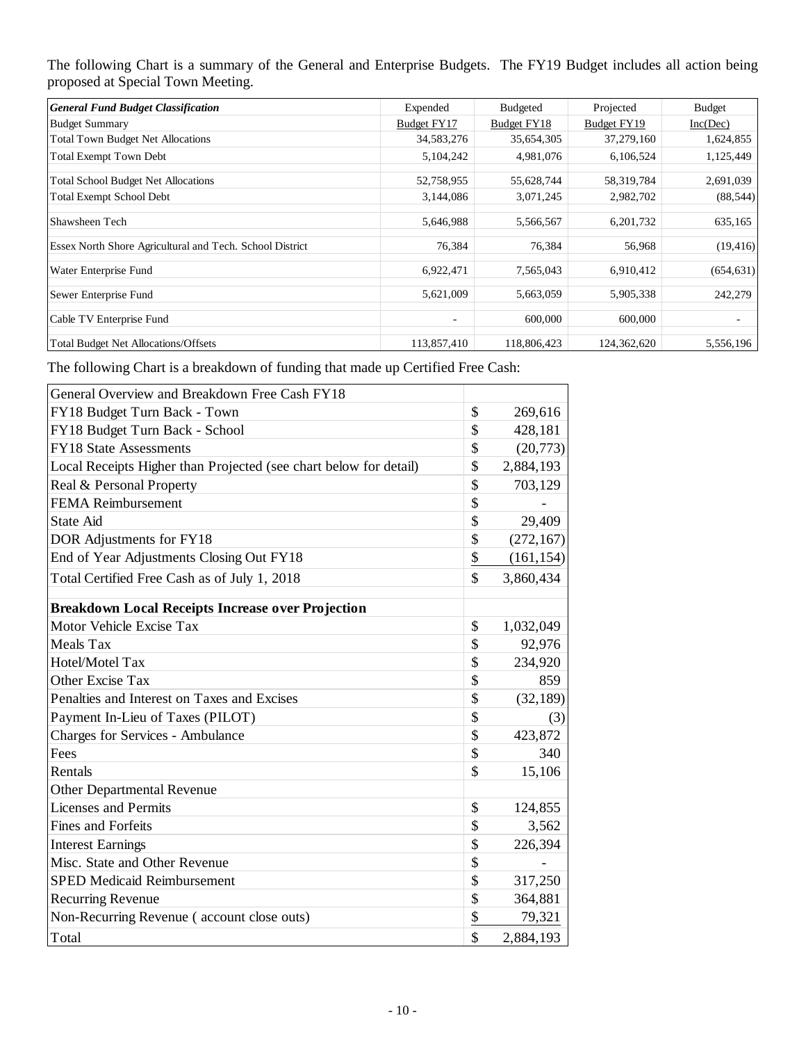The following Chart is a summary of the General and Enterprise Budgets. The FY19 Budget includes all action being proposed at Special Town Meeting.

| ***General Fund Budget Classification*** | Expended | Budgeted | Projected | Budget |
|---|---|---|---|---|
| Budget Summary | Budget FY17 | Budget FY18 | Budget FY19 | Inc(Dec) |
| Total Town Budget Net Allocations | 34,583,276 | 35,654,305 | 37,279,160 | 1,624,855 |
| Total Exempt Town Debt | 5,104,242 | 4,981,076 | 6,106,524 | 1,125,449 |
| Total School Budget Net Allocations | 52,758,955 | 55,628,744 | 58,319,784 | 2,691,039 |
| Total Exempt School Debt | 3,144,086 | 3,071,245 | 2,982,702 | (88,544) |
| Shawsheen Tech | 5,646,988 | 5,566,567 | 6,201,732 | 635,165 |
| Essex North Shore Agricultural and Tech. School District | 76,384 | 76,384 | 56,968 | (19,416) |
| Water Enterprise Fund | 6,922,471 | 7,565,043 | 6,910,412 | (654,631) |
| Sewer Enterprise Fund | 5,621,009 | 5,663,059 | 5,905,338 | 242,279 |
| Cable TV Enterprise Fund | - | 600,000 | 600,000 | - |
| Total Budget Net Allocations/Offsets | 113,857,410 | 118,806,423 | 124,362,620 | 5,556,196 |

The following Chart is a breakdown of funding that made up Certified Free Cash:

| General Overview and Breakdown Free Cash FY18 | |
|---|---|
| FY18 Budget Turn Back - Town | $ 269,616 |
| FY18 Budget Turn Back - School | $ 428,181 |
| FY18 State Assessments | $ (20,773) |
| Local Receipts Higher than Projected (see chart below for detail) | $ 2,884,193 |
| Real & Personal Property | $ 703,129 |
| FEMA Reimbursement | $ - |
| State Aid | $ 29,409 |
| DOR Adjustments for FY18 | $ (272,167) |
| End of Year Adjustments Closing Out FY18 | $ (161,154) |
| Total Certified Free Cash as of July 1, 2018 | $ 3,860,434 |
| | |
| **Breakdown Local Receipts Increase over Projection** | |
| Motor Vehicle Excise Tax | $ 1,032,049 |
| Meals Tax | $ 92,976 |
| Hotel/Motel Tax | $ 234,920 |
| Other Excise Tax | $ 859 |
| Penalties and Interest on Taxes and Excises | $ (32,189) |
| Payment In-Lieu of Taxes (PILOT) | $ (3) |
| Charges for Services - Ambulance | $ 423,872 |
| Fees | $ 340 |
| Rentals | $ 15,106 |
| Other Departmental Revenue | |
| Licenses and Permits | $ 124,855 |
| Fines and Forfeits | $ 3,562 |
| Interest Earnings | $ 226,394 |
| Misc. State and Other Revenue | $ - |
| SPED Medicaid Reimbursement | $ 317,250 |
| Recurring Revenue | $ 364,881 |
| Non-Recurring Revenue ( account close outs) | $ 79,321 |
| Total | $ 2,884,193 |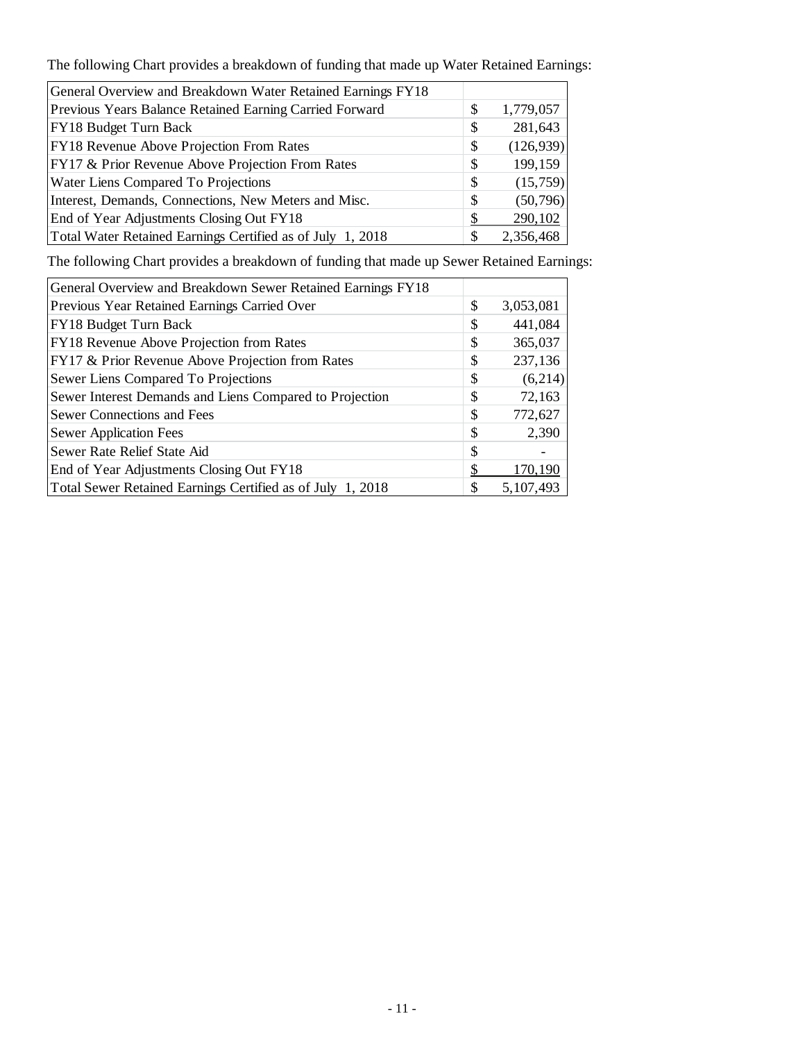The following Chart provides a breakdown of funding that made up Water Retained Earnings:

| General Overview and Breakdown Water Retained Earnings FY18 | |
|---|---|
| Previous Years Balance Retained Earning Carried Forward | $ 1,779,057 |
| FY18 Budget Turn Back | $ 281,643 |
| FY18 Revenue Above Projection From Rates | $ (126,939) |
| FY17 & Prior Revenue Above Projection From Rates | $ 199,159 |
| Water Liens Compared To Projections | $ (15,759) |
| Interest, Demands, Connections, New Meters and Misc. | $ (50,796) |
| End of Year Adjustments Closing Out FY18 | $ 290,102 |
| Total Water Retained Earnings Certified as of July 1, 2018 | $ 2,356,468 |

The following Chart provides a breakdown of funding that made up Sewer Retained Earnings:

| General Overview and Breakdown Sewer Retained Earnings FY18 | |
|---|---|
| Previous Year Retained Earnings Carried Over | $ 3,053,081 |
| FY18 Budget Turn Back | $ 441,084 |
| FY18 Revenue Above Projection from Rates | $ 365,037 |
| FY17 & Prior Revenue Above Projection from Rates | $ 237,136 |
| Sewer Liens Compared To Projections | $ (6,214) |
| Sewer Interest Demands and Liens Compared to Projection | $ 72,163 |
| Sewer Connections and Fees | $ 772,627 |
| Sewer Application Fees | $ 2,390 |
| Sewer Rate Relief State Aid | $ - |
| End of Year Adjustments Closing Out FY18 | $ 170,190 |
| Total Sewer Retained Earnings Certified as of July 1, 2018 | $ 5,107,493 |